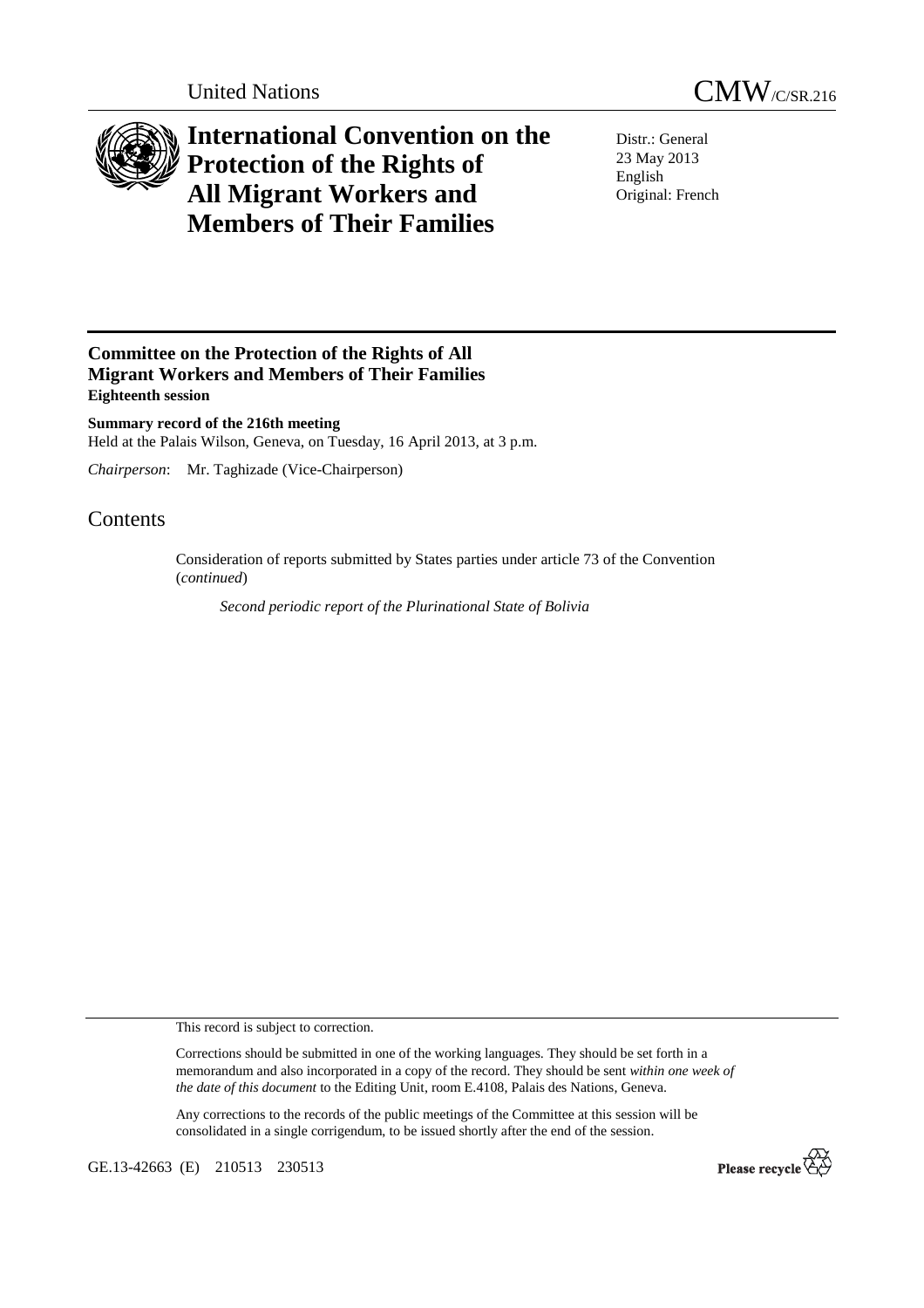United Nations

# CMW/C/SR.216

# International Convention on the Protection of the Rights of All Migrant Workers and Members of Their Families

Distr.: General
23 May 2013
English
Original: French

## Committee on the Protection of the Rights of All Migrant Workers and Members of Their Families
**Eighteenth session**

**Summary record of the 216th meeting**
Held at the Palais Wilson, Geneva, on Tuesday, 16 April 2013, at 3 p.m.

*Chairperson*: Mr. Taghizade (Vice-Chairperson)

# Contents

Consideration of reports submitted by States parties under article 73 of the Convention (*continued*)

*Second periodic report of the Plurinational State of Bolivia*

This record is subject to correction.

Corrections should be submitted in one of the working languages. They should be set forth in a memorandum and also incorporated in a copy of the record. They should be sent *within one week of the date of this document* to the Editing Unit, room E.4108, Palais des Nations, Geneva.

Any corrections to the records of the public meetings of the Committee at this session will be consolidated in a single corrigendum, to be issued shortly after the end of the session.

GE.13-42663 (E) 210513 230513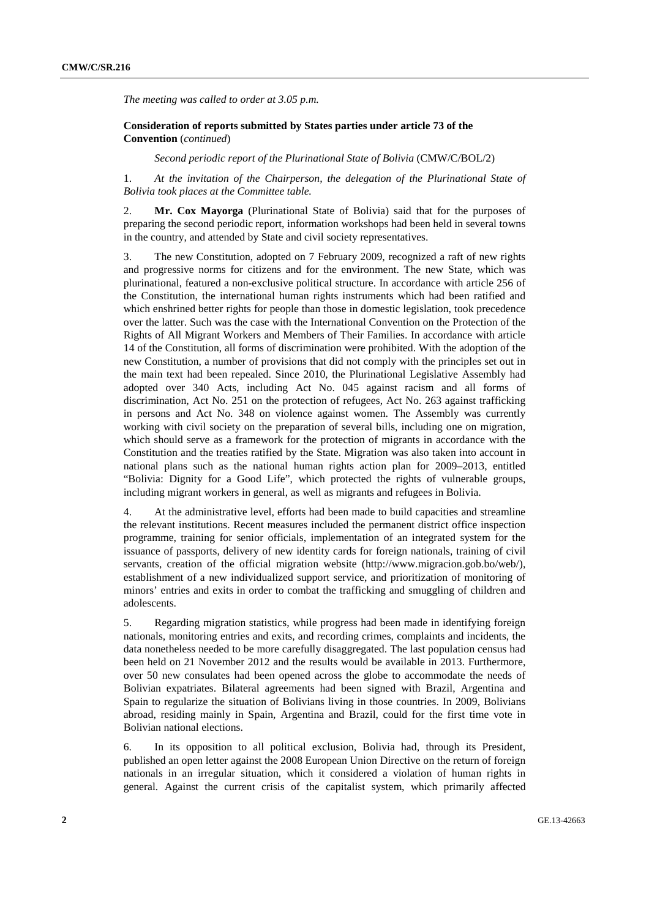*The meeting was called to order at 3.05 p.m.*

**Consideration of reports submitted by States parties under article 73 of the Convention** (*continued*)

*Second periodic report of the Plurinational State of Bolivia* (CMW/C/BOL/2)

1. *At the invitation of the Chairperson, the delegation of the Plurinational State of Bolivia took places at the Committee table.*

2. **Mr. Cox Mayorga** (Plurinational State of Bolivia) said that for the purposes of preparing the second periodic report, information workshops had been held in several towns in the country, and attended by State and civil society representatives.

3. The new Constitution, adopted on 7 February 2009, recognized a raft of new rights and progressive norms for citizens and for the environment. The new State, which was plurinational, featured a non-exclusive political structure. In accordance with article 256 of the Constitution, the international human rights instruments which had been ratified and which enshrined better rights for people than those in domestic legislation, took precedence over the latter. Such was the case with the International Convention on the Protection of the Rights of All Migrant Workers and Members of Their Families. In accordance with article 14 of the Constitution, all forms of discrimination were prohibited. With the adoption of the new Constitution, a number of provisions that did not comply with the principles set out in the main text had been repealed. Since 2010, the Plurinational Legislative Assembly had adopted over 340 Acts, including Act No. 045 against racism and all forms of discrimination, Act No. 251 on the protection of refugees, Act No. 263 against trafficking in persons and Act No. 348 on violence against women. The Assembly was currently working with civil society on the preparation of several bills, including one on migration, which should serve as a framework for the protection of migrants in accordance with the Constitution and the treaties ratified by the State. Migration was also taken into account in national plans such as the national human rights action plan for 2009–2013, entitled "Bolivia: Dignity for a Good Life", which protected the rights of vulnerable groups, including migrant workers in general, as well as migrants and refugees in Bolivia.

4. At the administrative level, efforts had been made to build capacities and streamline the relevant institutions. Recent measures included the permanent district office inspection programme, training for senior officials, implementation of an integrated system for the issuance of passports, delivery of new identity cards for foreign nationals, training of civil servants, creation of the official migration website (http://www.migracion.gob.bo/web/), establishment of a new individualized support service, and prioritization of monitoring of minors' entries and exits in order to combat the trafficking and smuggling of children and adolescents.

5. Regarding migration statistics, while progress had been made in identifying foreign nationals, monitoring entries and exits, and recording crimes, complaints and incidents, the data nonetheless needed to be more carefully disaggregated. The last population census had been held on 21 November 2012 and the results would be available in 2013. Furthermore, over 50 new consulates had been opened across the globe to accommodate the needs of Bolivian expatriates. Bilateral agreements had been signed with Brazil, Argentina and Spain to regularize the situation of Bolivians living in those countries. In 2009, Bolivians abroad, residing mainly in Spain, Argentina and Brazil, could for the first time vote in Bolivian national elections.

6. In its opposition to all political exclusion, Bolivia had, through its President, published an open letter against the 2008 European Union Directive on the return of foreign nationals in an irregular situation, which it considered a violation of human rights in general. Against the current crisis of the capitalist system, which primarily affected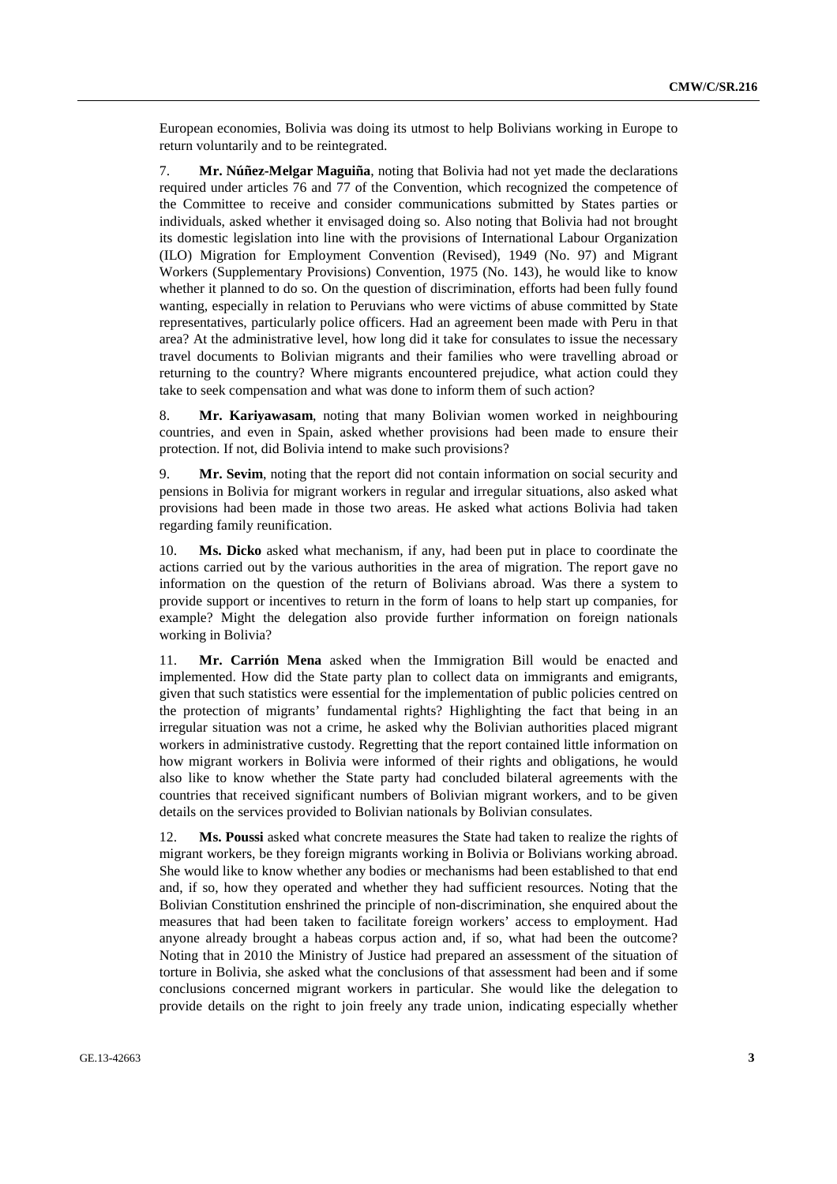European economies, Bolivia was doing its utmost to help Bolivians working in Europe to return voluntarily and to be reintegrated.

7. **Mr. Núñez-Melgar Maguiña**, noting that Bolivia had not yet made the declarations required under articles 76 and 77 of the Convention, which recognized the competence of the Committee to receive and consider communications submitted by States parties or individuals, asked whether it envisaged doing so. Also noting that Bolivia had not brought its domestic legislation into line with the provisions of International Labour Organization (ILO) Migration for Employment Convention (Revised), 1949 (No. 97) and Migrant Workers (Supplementary Provisions) Convention, 1975 (No. 143), he would like to know whether it planned to do so. On the question of discrimination, efforts had been fully found wanting, especially in relation to Peruvians who were victims of abuse committed by State representatives, particularly police officers. Had an agreement been made with Peru in that area? At the administrative level, how long did it take for consulates to issue the necessary travel documents to Bolivian migrants and their families who were travelling abroad or returning to the country? Where migrants encountered prejudice, what action could they take to seek compensation and what was done to inform them of such action?

8. **Mr. Kariyawasam**, noting that many Bolivian women worked in neighbouring countries, and even in Spain, asked whether provisions had been made to ensure their protection. If not, did Bolivia intend to make such provisions?

9. **Mr. Sevim**, noting that the report did not contain information on social security and pensions in Bolivia for migrant workers in regular and irregular situations, also asked what provisions had been made in those two areas. He asked what actions Bolivia had taken regarding family reunification.

10. **Ms. Dicko** asked what mechanism, if any, had been put in place to coordinate the actions carried out by the various authorities in the area of migration. The report gave no information on the question of the return of Bolivians abroad. Was there a system to provide support or incentives to return in the form of loans to help start up companies, for example? Might the delegation also provide further information on foreign nationals working in Bolivia?

11. **Mr. Carrión Mena** asked when the Immigration Bill would be enacted and implemented. How did the State party plan to collect data on immigrants and emigrants, given that such statistics were essential for the implementation of public policies centred on the protection of migrants' fundamental rights? Highlighting the fact that being in an irregular situation was not a crime, he asked why the Bolivian authorities placed migrant workers in administrative custody. Regretting that the report contained little information on how migrant workers in Bolivia were informed of their rights and obligations, he would also like to know whether the State party had concluded bilateral agreements with the countries that received significant numbers of Bolivian migrant workers, and to be given details on the services provided to Bolivian nationals by Bolivian consulates.

12. **Ms. Poussi** asked what concrete measures the State had taken to realize the rights of migrant workers, be they foreign migrants working in Bolivia or Bolivians working abroad. She would like to know whether any bodies or mechanisms had been established to that end and, if so, how they operated and whether they had sufficient resources. Noting that the Bolivian Constitution enshrined the principle of non-discrimination, she enquired about the measures that had been taken to facilitate foreign workers' access to employment. Had anyone already brought a habeas corpus action and, if so, what had been the outcome? Noting that in 2010 the Ministry of Justice had prepared an assessment of the situation of torture in Bolivia, she asked what the conclusions of that assessment had been and if some conclusions concerned migrant workers in particular. She would like the delegation to provide details on the right to join freely any trade union, indicating especially whether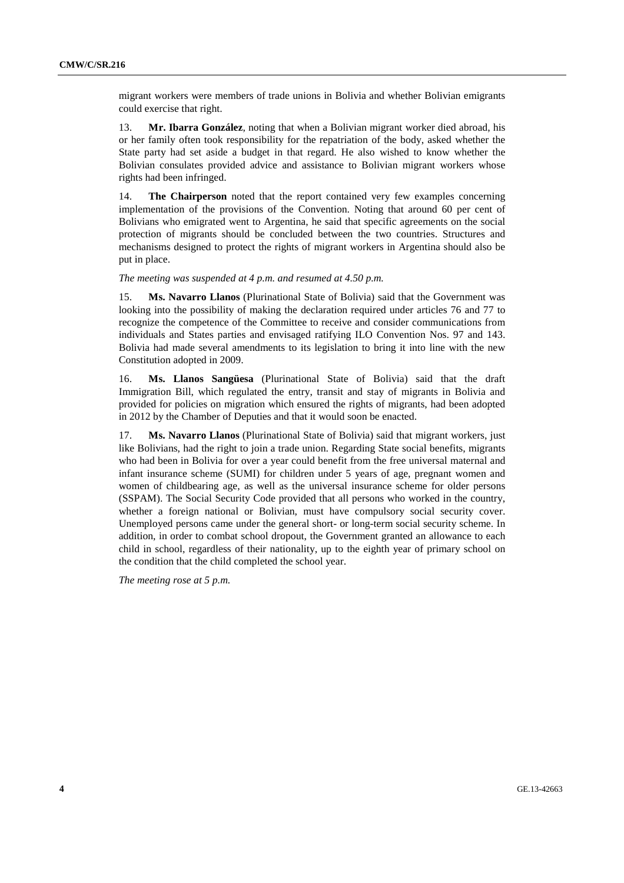migrant workers were members of trade unions in Bolivia and whether Bolivian emigrants could exercise that right.

13. **Mr. Ibarra González**, noting that when a Bolivian migrant worker died abroad, his or her family often took responsibility for the repatriation of the body, asked whether the State party had set aside a budget in that regard. He also wished to know whether the Bolivian consulates provided advice and assistance to Bolivian migrant workers whose rights had been infringed.

14. **The Chairperson** noted that the report contained very few examples concerning implementation of the provisions of the Convention. Noting that around 60 per cent of Bolivians who emigrated went to Argentina, he said that specific agreements on the social protection of migrants should be concluded between the two countries. Structures and mechanisms designed to protect the rights of migrant workers in Argentina should also be put in place.

*The meeting was suspended at 4 p.m. and resumed at 4.50 p.m.*

15. **Ms. Navarro Llanos** (Plurinational State of Bolivia) said that the Government was looking into the possibility of making the declaration required under articles 76 and 77 to recognize the competence of the Committee to receive and consider communications from individuals and States parties and envisaged ratifying ILO Convention Nos. 97 and 143. Bolivia had made several amendments to its legislation to bring it into line with the new Constitution adopted in 2009.

16. **Ms. Llanos Sangüesa** (Plurinational State of Bolivia) said that the draft Immigration Bill, which regulated the entry, transit and stay of migrants in Bolivia and provided for policies on migration which ensured the rights of migrants, had been adopted in 2012 by the Chamber of Deputies and that it would soon be enacted.

17. **Ms. Navarro Llanos** (Plurinational State of Bolivia) said that migrant workers, just like Bolivians, had the right to join a trade union. Regarding State social benefits, migrants who had been in Bolivia for over a year could benefit from the free universal maternal and infant insurance scheme (SUMI) for children under 5 years of age, pregnant women and women of childbearing age, as well as the universal insurance scheme for older persons (SSPAM). The Social Security Code provided that all persons who worked in the country, whether a foreign national or Bolivian, must have compulsory social security cover. Unemployed persons came under the general short- or long-term social security scheme. In addition, in order to combat school dropout, the Government granted an allowance to each child in school, regardless of their nationality, up to the eighth year of primary school on the condition that the child completed the school year.

*The meeting rose at 5 p.m.*